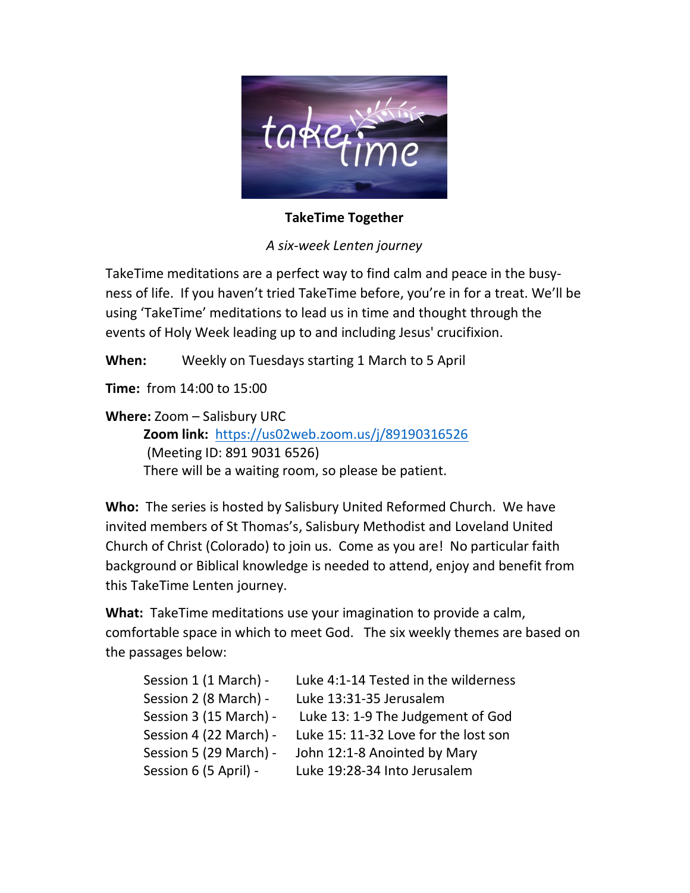**TakeTime Together**

*A six-week Lenten journey*

TakeTime meditations are a perfect way to find calm and peace in the busy-ness of life. If you haven't tried TakeTime before, you're in for a treat. We'll be using 'TakeTime' meditations to lead us in time and thought through the events of Holy Week leading up to and including Jesus' crucifixion.

**When:** Weekly on Tuesdays starting 1 March to 5 April

**Time:** from 14:00 to 15:00

**Where:** Zoom – Salisbury URC
**Zoom link:** https://us02web.zoom.us/j/89190316526
(Meeting ID: 891 9031 6526)
There will be a waiting room, so please be patient.

**Who:** The series is hosted by Salisbury United Reformed Church. We have invited members of St Thomas's, Salisbury Methodist and Loveland United Church of Christ (Colorado) to join us. Come as you are! No particular faith background or Biblical knowledge is needed to attend, enjoy and benefit from this TakeTime Lenten journey.

**What:** TakeTime meditations use your imagination to provide a calm, comfortable space in which to meet God. The six weekly themes are based on the passages below:

| | |
|---|---|
| Session 1 (1 March) - | Luke 4:1-14 Tested in the wilderness |
| Session 2 (8 March) - | Luke 13:31-35 Jerusalem |
| Session 3 (15 March) - | Luke 13: 1-9 The Judgement of God |
| Session 4 (22 March) - | Luke 15: 11-32 Love for the lost son |
| Session 5 (29 March) - | John 12:1-8 Anointed by Mary |
| Session 6 (5 April) - | Luke 19:28-34 Into Jerusalem |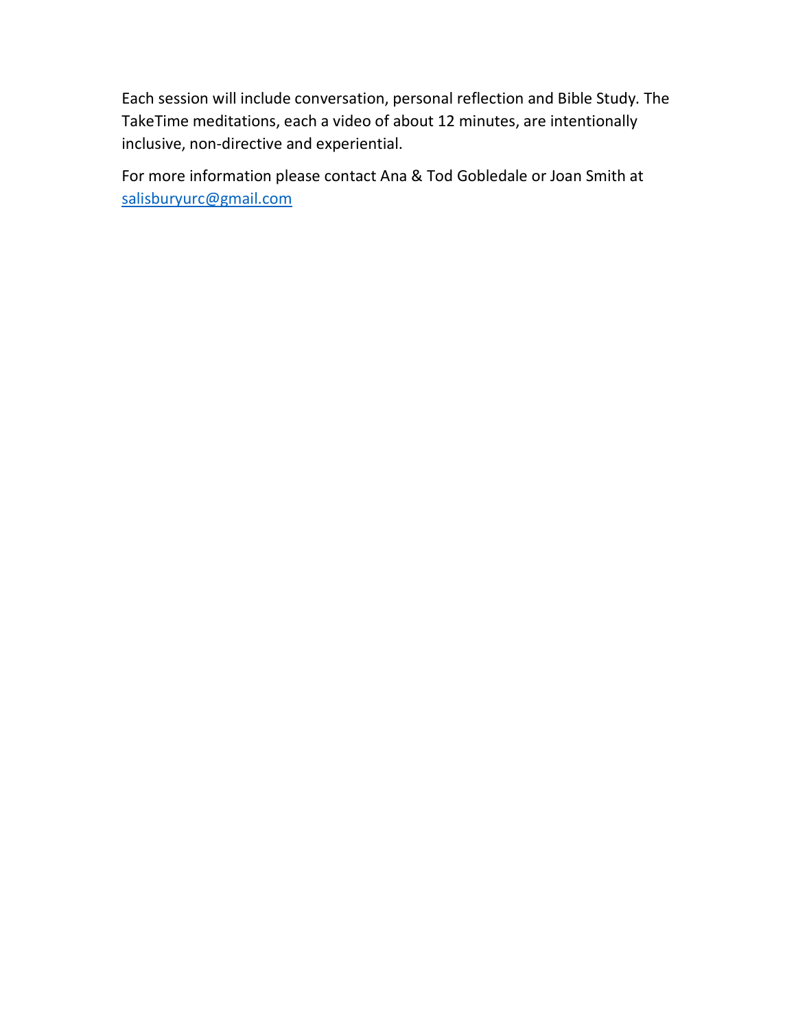Each session will include conversation, personal reflection and Bible Study. The TakeTime meditations, each a video of about 12 minutes, are intentionally inclusive, non-directive and experiential.

For more information please contact Ana & Tod Gobledale or Joan Smith at salisburyurc@gmail.com